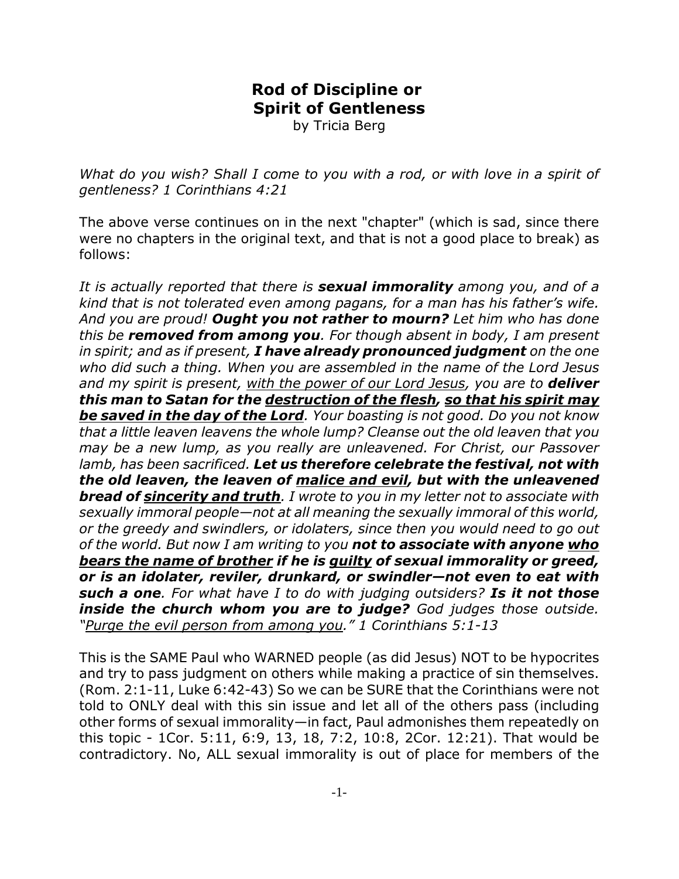# Rod of Discipline or Spirit of Gentleness

by Tricia Berg

*What do you wish? Shall I come to you with a rod, or with love in a spirit of gentleness? 1 Corinthians 4:21*

The above verse continues on in the next "chapter" (which is sad, since there were no chapters in the original text, and that is not a good place to break) as follows:

*It is actually reported that there is **sexual immorality** among you, and of a kind that is not tolerated even among pagans, for a man has his father's wife. And you are proud! **Ought you not rather to mourn?** Let him who has done this be **removed from among you**. For though absent in body, I am present in spirit; and as if present, **I have already pronounced judgment** on the one who did such a thing. When you are assembled in the name of the Lord Jesus and my spirit is present, <u>with the power of our Lord Jesus</u>, you are to **deliver this man to Satan for the <u>destruction of the flesh</u>, <u>so that his spirit may be saved in the day of the Lord</u>**. Your boasting is not good. Do you not know that a little leaven leavens the whole lump? Cleanse out the old leaven that you may be a new lump, as you really are unleavened. For Christ, our Passover lamb, has been sacrificed. **Let us therefore celebrate the festival, not with the old leaven, the leaven of <u>malice and evil</u>, but with the unleavened bread of <u>sincerity and truth</u>**. I wrote to you in my letter not to associate with sexually immoral people—not at all meaning the sexually immoral of this world, or the greedy and swindlers, or idolaters, since then you would need to go out of the world. But now I am writing to you **not to associate with anyone <u>who bears the name of brother</u> if he is <u>guilty</u> of sexual immorality or greed, or is an idolater, reviler, drunkard, or swindler—not even to eat with such a one**. For what have I to do with judging outsiders? **Is it not those inside the church whom you are to judge?** God judges those outside. "<u>Purge the evil person from among you</u>." 1 Corinthians 5:1-13*

This is the SAME Paul who WARNED people (as did Jesus) NOT to be hypocrites and try to pass judgment on others while making a practice of sin themselves. (Rom. 2:1-11, Luke 6:42-43) So we can be SURE that the Corinthians were not told to ONLY deal with this sin issue and let all of the others pass (including other forms of sexual immorality—in fact, Paul admonishes them repeatedly on this topic - 1Cor. 5:11, 6:9, 13, 18, 7:2, 10:8, 2Cor. 12:21). That would be contradictory. No, ALL sexual immorality is out of place for members of the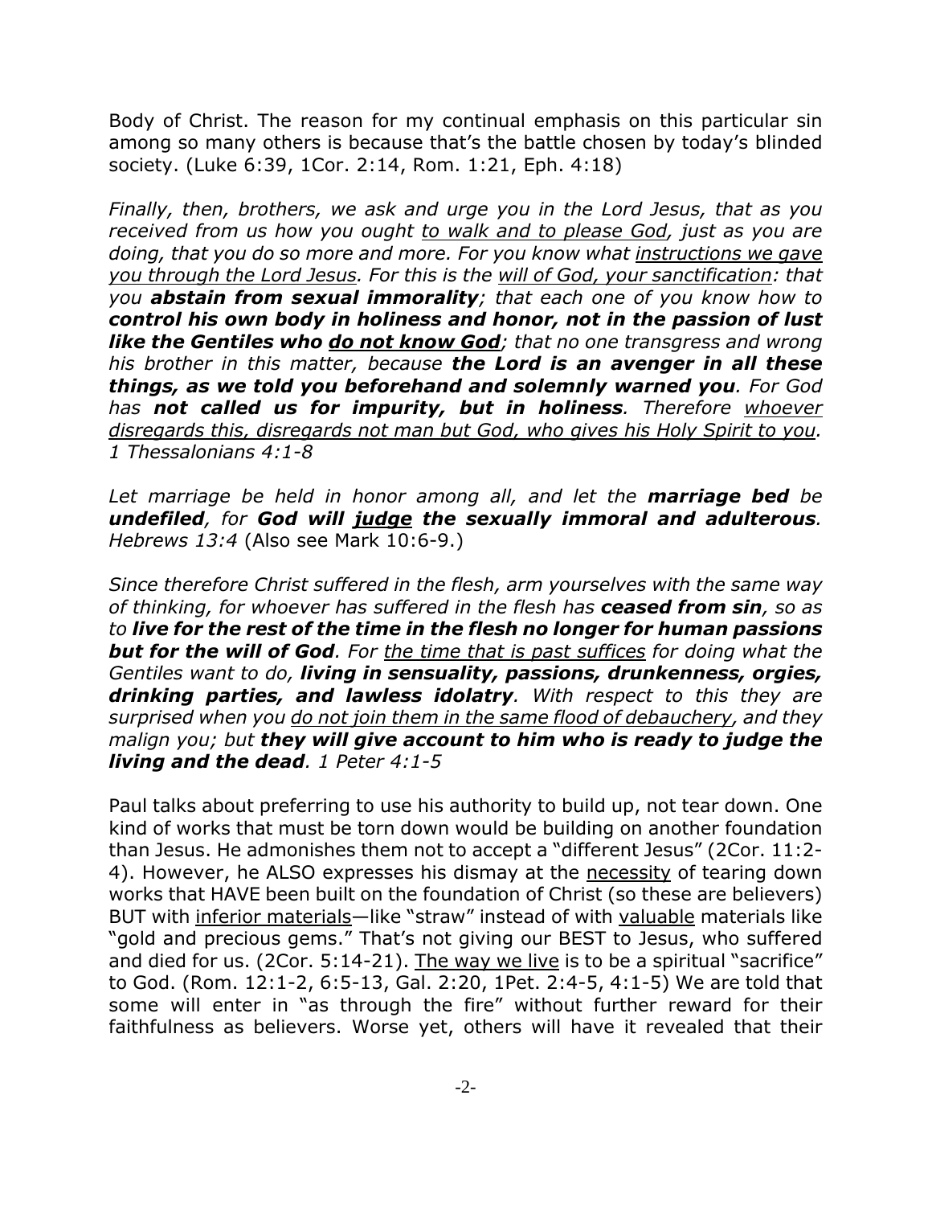Body of Christ. The reason for my continual emphasis on this particular sin among so many others is because that's the battle chosen by today's blinded society. (Luke 6:39, 1Cor. 2:14, Rom. 1:21, Eph. 4:18)

*Finally, then, brothers, we ask and urge you in the Lord Jesus, that as you received from us how you ought <u>to walk and to please God</u>, just as you are doing, that you do so more and more. For you know what <u>instructions we gave you through the Lord Jesus</u>. For this is the <u>will of God, your sanctification</u>: that you **abstain from sexual immorality**; that each one of you know how to **control his own body in holiness and honor, not in the passion of lust like the Gentiles who <u>do not know God</u>**; that no one transgress and wrong his brother in this matter, because **the Lord is an avenger in all these things, as we told you beforehand and solemnly warned you**. For God has **not called us for impurity, but in holiness**. Therefore <u>whoever disregards this, disregards not man but God, who gives his Holy Spirit to you</u>. <u>1 Thessalonians 4:1-8</u>*

*Let marriage be held in honor among all, and let the **marriage bed** be **undefiled**, for **God will <u>judge</u> the sexually immoral and adulterous**. Hebrews 13:4* (Also see Mark 10:6-9.)

*Since therefore Christ suffered in the flesh, arm yourselves with the same way of thinking, for whoever has suffered in the flesh has **ceased from sin**, so as to **live for the rest of the time in the flesh no longer for human passions but for the will of God**. For <u>the time that is past suffices</u> for doing what the Gentiles want to do, **living in sensuality, passions, drunkenness, orgies, drinking parties, and lawless idolatry**. With respect to this they are surprised when you <u>do not join them in the same flood of debauchery</u>, and they malign you; but **they will give account to him who is ready to judge the living and the dead**. 1 Peter 4:1-5*

Paul talks about preferring to use his authority to build up, not tear down. One kind of works that must be torn down would be building on another foundation than Jesus. He admonishes them not to accept a "different Jesus" (2Cor. 11:2-4). However, he ALSO expresses his dismay at the <u>necessity</u> of tearing down works that HAVE been built on the foundation of Christ (so these are believers) BUT with <u>inferior materials</u>—like "straw" instead of with <u>valuable</u> materials like "gold and precious gems." That's not giving our BEST to Jesus, who suffered and died for us. (2Cor. 5:14-21). <u>The way we live</u> is to be a spiritual "sacrifice" to God. (Rom. 12:1-2, 6:5-13, Gal. 2:20, 1Pet. 2:4-5, 4:1-5) We are told that some will enter in "as through the fire" without further reward for their faithfulness as believers. Worse yet, others will have it revealed that their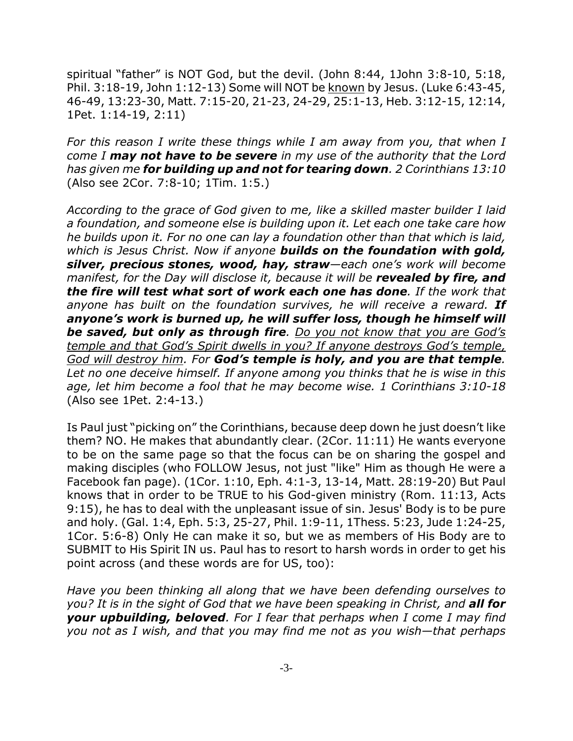spiritual "father" is NOT God, but the devil. (John 8:44, 1John 3:8-10, 5:18, Phil. 3:18-19, John 1:12-13) Some will NOT be <u>known</u> by Jesus. (Luke 6:43-45, 46-49, 13:23-30, Matt. 7:15-20, 21-23, 24-29, 25:1-13, Heb. 3:12-15, 12:14, 1Pet. 1:14-19, 2:11)

*For this reason I write these things while I am away from you, that when I come I **may not have to be severe** in my use of the authority that the Lord has given me **for building up and not for tearing down**. 2 Corinthians 13:10* (Also see 2Cor. 7:8-10; 1Tim. 1:5.)

*According to the grace of God given to me, like a skilled master builder I laid a foundation, and someone else is building upon it. Let each one take care how he builds upon it. For no one can lay a foundation other than that which is laid, which is Jesus Christ. Now if anyone **builds on the foundation with gold, silver, precious stones, wood, hay, straw**—each one's work will become manifest, for the Day will disclose it, because it will be **revealed by fire, and the fire will test what sort of work each one has done**. If the work that anyone has built on the foundation survives, he will receive a reward. **If anyone's work is burned up, he will suffer loss, though he himself will be saved, but only as through fire**. <u>Do you not know that you are God's temple and that God's Spirit dwells in you? If anyone destroys God's temple, God will destroy him</u>. For **God's temple is holy, and you are that temple**. Let no one deceive himself. If anyone among you thinks that he is wise in this age, let him become a fool that he may become wise. 1 Corinthians 3:10-18* (Also see 1Pet. 2:4-13.)

Is Paul just "picking on" the Corinthians, because deep down he just doesn't like them? NO. He makes that abundantly clear. (2Cor. 11:11) He wants everyone to be on the same page so that the focus can be on sharing the gospel and making disciples (who FOLLOW Jesus, not just "like" Him as though He were a Facebook fan page). (1Cor. 1:10, Eph. 4:1-3, 13-14, Matt. 28:19-20) But Paul knows that in order to be TRUE to his God-given ministry (Rom. 11:13, Acts 9:15), he has to deal with the unpleasant issue of sin. Jesus' Body is to be pure and holy. (Gal. 1:4, Eph. 5:3, 25-27, Phil. 1:9-11, 1Thess. 5:23, Jude 1:24-25, 1Cor. 5:6-8) Only He can make it so, but we as members of His Body are to SUBMIT to His Spirit IN us. Paul has to resort to harsh words in order to get his point across (and these words are for US, too):

*Have you been thinking all along that we have been defending ourselves to you? It is in the sight of God that we have been speaking in Christ, and **all for your upbuilding, beloved**. For I fear that perhaps when I come I may find you not as I wish, and that you may find me not as you wish—that perhaps*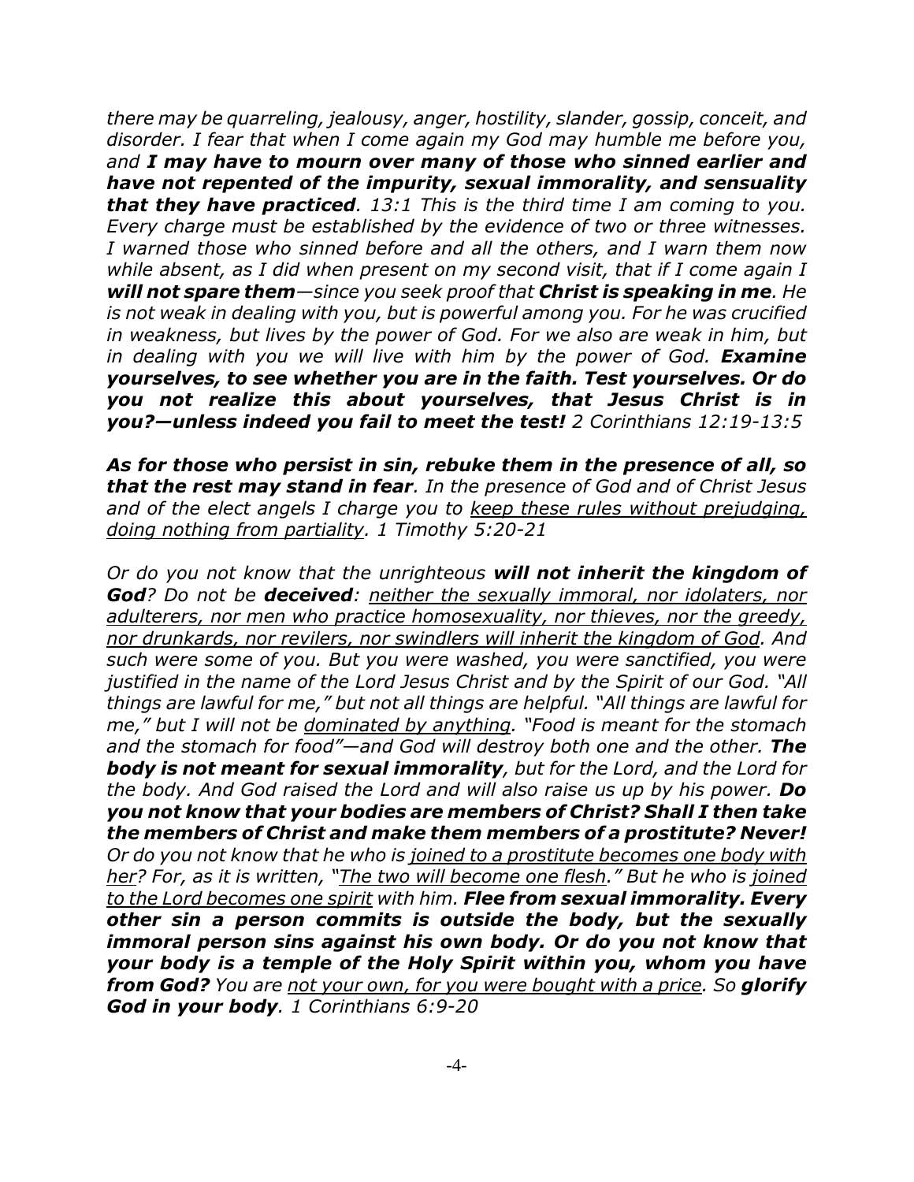*there may be quarreling, jealousy, anger, hostility, slander, gossip, conceit, and disorder. I fear that when I come again my God may humble me before you, and* ***I may have to mourn over many of those who sinned earlier and have not repented of the impurity, sexual immorality, and sensuality that they have practiced****. 13:1 This is the third time I am coming to you. Every charge must be established by the evidence of two or three witnesses. I warned those who sinned before and all the others, and I warn them now while absent, as I did when present on my second visit, that if I come again I* ***will not spare them****—since you seek proof that* ***Christ is speaking in me****. He is not weak in dealing with you, but is powerful among you. For he was crucified in weakness, but lives by the power of God. For we also are weak in him, but in dealing with you we will live with him by the power of God.* ***Examine yourselves, to see whether you are in the faith. Test yourselves. Or do you not realize this about yourselves, that Jesus Christ is in you?—unless indeed you fail to meet the test!*** *2 Corinthians 12:19-13:5*

***As for those who persist in sin, rebuke them in the presence of all, so that the rest may stand in fear****. In the presence of God and of Christ Jesus and of the elect angels I charge you to <u>keep these rules without prejudging, doing nothing from partiality</u>. 1 Timothy 5:20-21*

*Or do you not know that the unrighteous* ***will not inherit the kingdom of God****? Do not be* ***deceived****: <u>neither the sexually immoral, nor idolaters, nor adulterers, nor men who practice homosexuality, nor thieves, nor the greedy, nor drunkards, nor revilers, nor swindlers will inherit the kingdom of God</u>. And such were some of you. But you were washed, you were sanctified, you were justified in the name of the Lord Jesus Christ and by the Spirit of our God. "All things are lawful for me," but not all things are helpful. "All things are lawful for me," but I will not be <u>dominated by anything</u>. "Food is meant for the stomach and the stomach for food"—and God will destroy both one and the other.* ***The body is not meant for sexual immorality****, but for the Lord, and the Lord for the body. And God raised the Lord and will also raise us up by his power.* ***Do you not know that your bodies are members of Christ? Shall I then take the members of Christ and make them members of a prostitute? Never!*** *Or do you not know that he who is <u>joined to a prostitute becomes one body with her</u>? For, as it is written, "<u>The two will become one flesh</u>." But he who is <u>joined to the Lord becomes one spirit</u> with him.* ***Flee from sexual immorality. Every other sin a person commits is outside the body, but the sexually immoral person sins against his own body. Or do you not know that your body is a temple of the Holy Spirit within you, whom you have from God?*** *You are <u>not your own, for you were bought with a price</u>. So* ***glorify God in your body****. 1 Corinthians 6:9-20*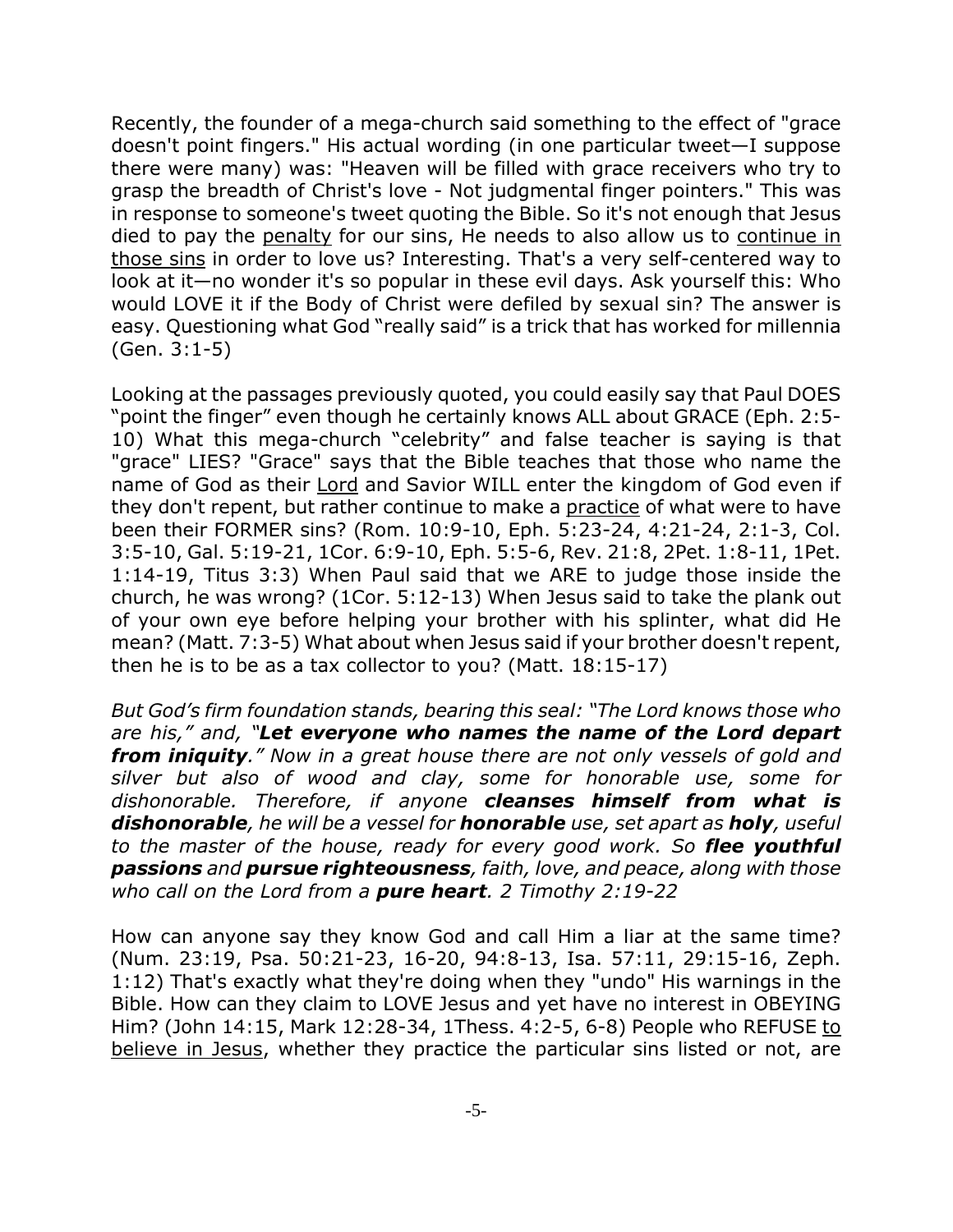Recently, the founder of a mega-church said something to the effect of "grace doesn't point fingers." His actual wording (in one particular tweet—I suppose there were many) was: "Heaven will be filled with grace receivers who try to grasp the breadth of Christ's love - Not judgmental finger pointers." This was in response to someone's tweet quoting the Bible. So it's not enough that Jesus died to pay the <u>penalty</u> for our sins, He needs to also allow us to <u>continue in those sins</u> in order to love us? Interesting. That's a very self-centered way to look at it—no wonder it's so popular in these evil days. Ask yourself this: Who would LOVE it if the Body of Christ were defiled by sexual sin? The answer is easy. Questioning what God "really said" is a trick that has worked for millennia (Gen. 3:1-5)

Looking at the passages previously quoted, you could easily say that Paul DOES "point the finger" even though he certainly knows ALL about GRACE (Eph. 2:5-10) What this mega-church "celebrity" and false teacher is saying is that "grace" LIES? "Grace" says that the Bible teaches that those who name the name of God as their <u>Lord</u> and Savior WILL enter the kingdom of God even if they don't repent, but rather continue to make a <u>practice</u> of what were to have been their FORMER sins? (Rom. 10:9-10, Eph. 5:23-24, 4:21-24, 2:1-3, Col. 3:5-10, Gal. 5:19-21, 1Cor. 6:9-10, Eph. 5:5-6, Rev. 21:8, 2Pet. 1:8-11, 1Pet. 1:14-19, Titus 3:3) When Paul said that we ARE to judge those inside the church, he was wrong? (1Cor. 5:12-13) When Jesus said to take the plank out of your own eye before helping your brother with his splinter, what did He mean? (Matt. 7:3-5) What about when Jesus said if your brother doesn't repent, then he is to be as a tax collector to you? (Matt. 18:15-17)

*But God's firm foundation stands, bearing this seal: "The Lord knows those who are his," and, "**Let everyone who names the name of the Lord depart from iniquity**." Now in a great house there are not only vessels of gold and silver but also of wood and clay, some for honorable use, some for dishonorable. Therefore, if anyone **cleanses himself from what is dishonorable**, he will be a vessel for **honorable** use, set apart as **holy**, useful to the master of the house, ready for every good work. So **flee youthful passions** and **pursue righteousness**, faith, love, and peace, along with those who call on the Lord from a **pure heart**. 2 Timothy 2:19-22*

How can anyone say they know God and call Him a liar at the same time? (Num. 23:19, Psa. 50:21-23, 16-20, 94:8-13, Isa. 57:11, 29:15-16, Zeph. 1:12) That's exactly what they're doing when they "undo" His warnings in the Bible. How can they claim to LOVE Jesus and yet have no interest in OBEYING Him? (John 14:15, Mark 12:28-34, 1Thess. 4:2-5, 6-8) People who REFUSE <u>to believe in Jesus</u>, whether they practice the particular sins listed or not, are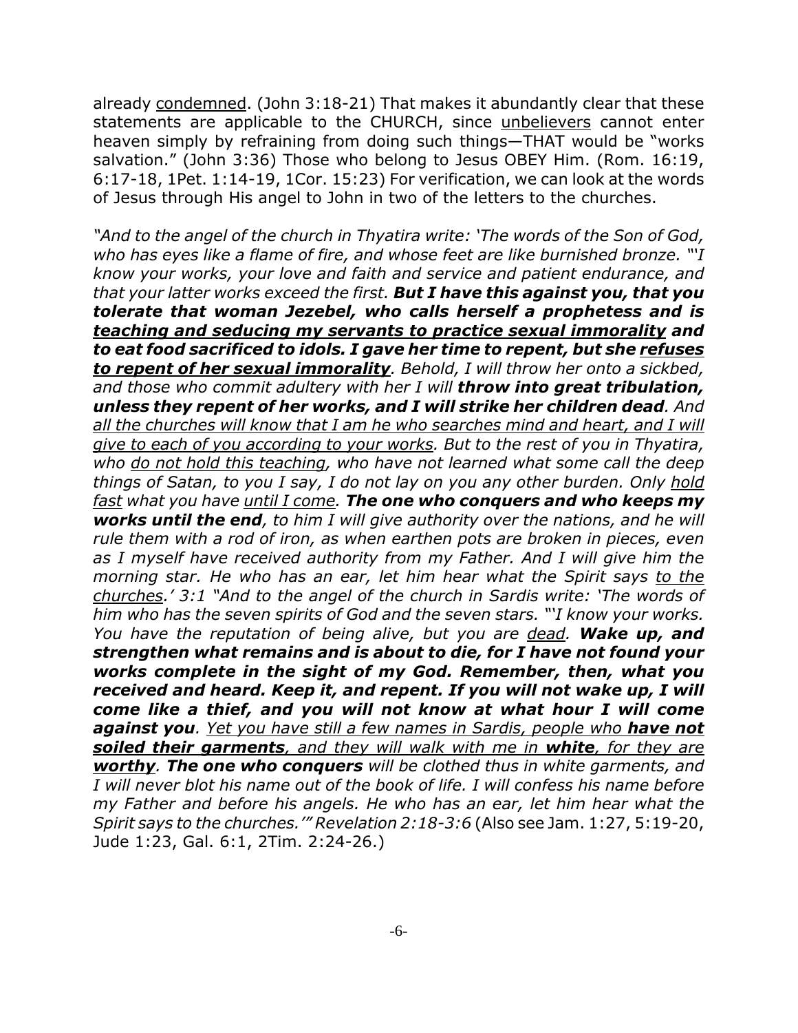already <u>condemned</u>. (John 3:18-21) That makes it abundantly clear that these statements are applicable to the CHURCH, since <u>unbelievers</u> cannot enter heaven simply by refraining from doing such things—THAT would be "works salvation." (John 3:36) Those who belong to Jesus OBEY Him. (Rom. 16:19, 6:17-18, 1Pet. 1:14-19, 1Cor. 15:23) For verification, we can look at the words of Jesus through His angel to John in two of the letters to the churches.

*"And to the angel of the church in Thyatira write: 'The words of the Son of God, who has eyes like a flame of fire, and whose feet are like burnished bronze. "'I know your works, your love and faith and service and patient endurance, and that your latter works exceed the first.* ***But I have this against you, that you tolerate that woman Jezebel, who calls herself a prophetess and is <u>teaching and seducing my servants to practice sexual immorality</u> and to eat food sacrificed to idols. I gave her time to repent, but she <u>refuses to repent of her sexual immorality</u>****. Behold, I will throw her onto a sickbed, and those who commit adultery with her I will* ***throw into great tribulation, unless they repent of her works, and I will strike her children dead****. And <u>all the churches will know that I am he who searches mind and heart, and I will give to each of you according to your works</u>. But to the rest of you in Thyatira, who <u>do not hold this teaching</u>, who have not learned what some call the deep things of Satan, to you I say, I do not lay on you any other burden. Only <u>hold fast</u> what you have <u>until I come</u>.* ***The one who conquers and who keeps my works until the end****, to him I will give authority over the nations, and he will rule them with a rod of iron, as when earthen pots are broken in pieces, even as I myself have received authority from my Father. And I will give him the morning star. He who has an ear, let him hear what the Spirit says <u>to the churches</u>.' 3:1 "And to the angel of the church in Sardis write: 'The words of him who has the seven spirits of God and the seven stars. "'I know your works. You have the reputation of being alive, but you are <u>dead</u>.* ***Wake up, and strengthen what remains and is about to die, for I have not found your works complete in the sight of my God. Remember, then, what you received and heard. Keep it, and repent. If you will not wake up, I will come like a thief, and you will not know at what hour I will come against you****. <u>Yet you have still a few names in Sardis, people who</u>* ***<u>have not soiled their garments</u>****<u>, and they will walk with me in</u>* ***<u>white</u>****<u>, for they are</u>* ***<u>worthy</u>****.* ***The one who conquers*** *will be clothed thus in white garments, and I will never blot his name out of the book of life. I will confess his name before my Father and before his angels. He who has an ear, let him hear what the Spirit says to the churches.'" Revelation 2:18-3:6* (Also see Jam. 1:27, 5:19-20, Jude 1:23, Gal. 6:1, 2Tim. 2:24-26.)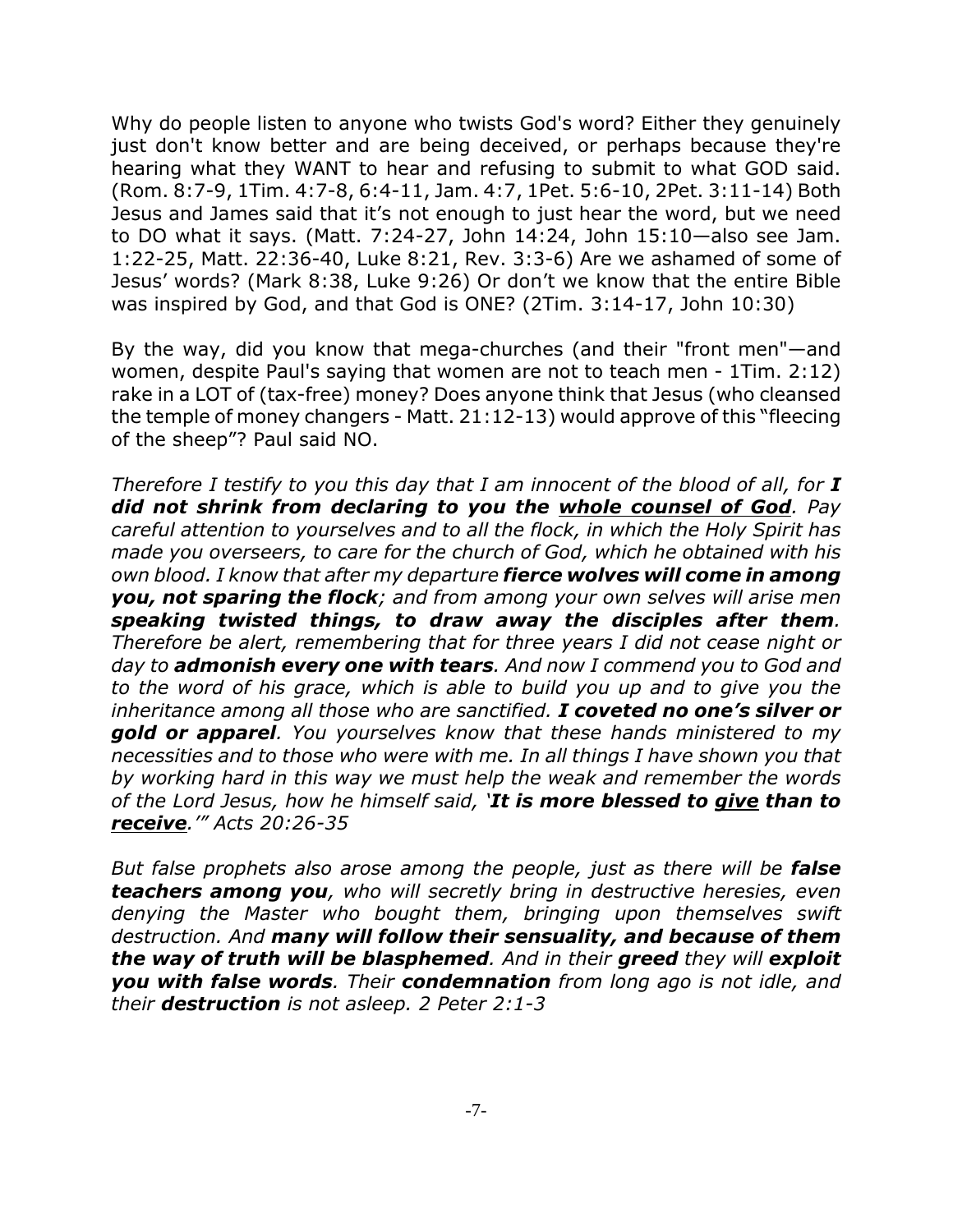Why do people listen to anyone who twists God's word? Either they genuinely just don't know better and are being deceived, or perhaps because they're hearing what they WANT to hear and refusing to submit to what GOD said. (Rom. 8:7-9, 1Tim. 4:7-8, 6:4-11, Jam. 4:7, 1Pet. 5:6-10, 2Pet. 3:11-14) Both Jesus and James said that it's not enough to just hear the word, but we need to DO what it says. (Matt. 7:24-27, John 14:24, John 15:10—also see Jam. 1:22-25, Matt. 22:36-40, Luke 8:21, Rev. 3:3-6) Are we ashamed of some of Jesus' words? (Mark 8:38, Luke 9:26) Or don't we know that the entire Bible was inspired by God, and that God is ONE? (2Tim. 3:14-17, John 10:30)

By the way, did you know that mega-churches (and their "front men"—and women, despite Paul's saying that women are not to teach men - 1Tim. 2:12) rake in a LOT of (tax-free) money? Does anyone think that Jesus (who cleansed the temple of money changers - Matt. 21:12-13) would approve of this "fleecing of the sheep"? Paul said NO.

*Therefore I testify to you this day that I am innocent of the blood of all, for **I did not shrink from declaring to you the <u>whole counsel of God</u>**. Pay careful attention to yourselves and to all the flock, in which the Holy Spirit has made you overseers, to care for the church of God, which he obtained with his own blood. I know that after my departure **fierce wolves will come in among you, not sparing the flock**; and from among your own selves will arise men **speaking twisted things, to draw away the disciples after them**. Therefore be alert, remembering that for three years I did not cease night or day to **admonish every one with tears**. And now I commend you to God and to the word of his grace, which is able to build you up and to give you the inheritance among all those who are sanctified. **I coveted no one's silver or gold or apparel**. You yourselves know that these hands ministered to my necessities and to those who were with me. In all things I have shown you that by working hard in this way we must help the weak and remember the words of the Lord Jesus, how he himself said, '**It is more blessed to <u>give</u> than to <u>receive</u>**.'" Acts 20:26-35*

*But false prophets also arose among the people, just as there will be **false teachers among you**, who will secretly bring in destructive heresies, even denying the Master who bought them, bringing upon themselves swift destruction. And **many will follow their sensuality, and because of them the way of truth will be blasphemed**. And in their **greed** they will **exploit you with false words**. Their **condemnation** from long ago is not idle, and their **destruction** is not asleep. 2 Peter 2:1-3*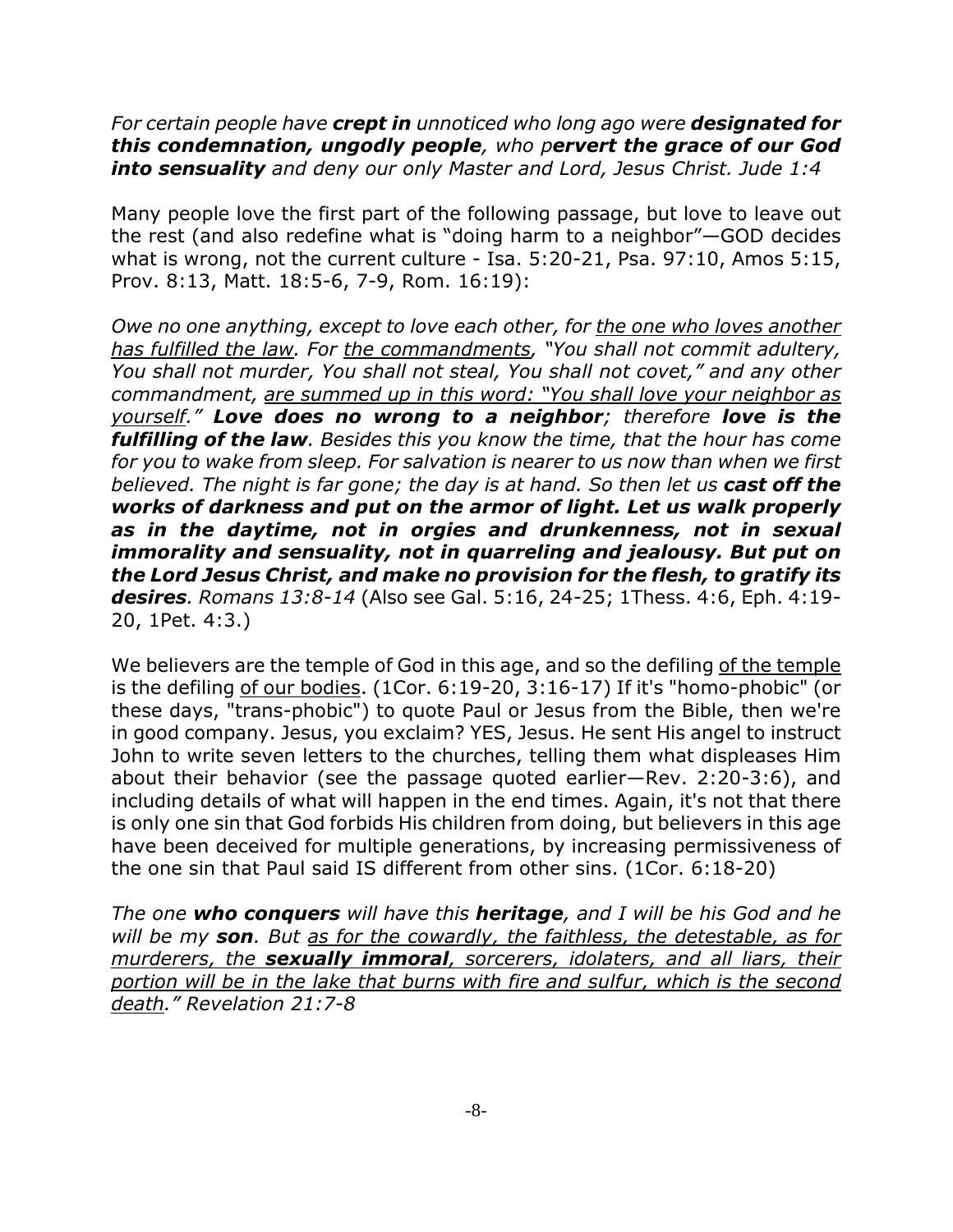*For certain people have **crept in** unnoticed who long ago were **designated for this condemnation, ungodly people**, who p**ervert the grace of our God into sensuality** and deny our only Master and Lord, Jesus Christ. Jude 1:4*

Many people love the first part of the following passage, but love to leave out the rest (and also redefine what is "doing harm to a neighbor"—GOD decides what is wrong, not the current culture - Isa. 5:20-21, Psa. 97:10, Amos 5:15, Prov. 8:13, Matt. 18:5-6, 7-9, Rom. 16:19):

*Owe no one anything, except to love each other, for <u>the one who loves another has fulfilled the law</u>. For <u>the commandments</u>, "You shall not commit adultery, You shall not murder, You shall not steal, You shall not covet," and any other commandment, <u>are summed up in this word: "You shall love your neighbor as yourself."</u> **Love does no wrong to a neighbor**; therefore **love is the fulfilling of the law**. Besides this you know the time, that the hour has come for you to wake from sleep. For salvation is nearer to us now than when we first believed. The night is far gone; the day is at hand. So then let us **cast off the works of darkness and put on the armor of light. Let us walk properly as in the daytime, not in orgies and drunkenness, not in sexual immorality and sensuality, not in quarreling and jealousy. But put on the Lord Jesus Christ, and make no provision for the flesh, to gratify its desires**. Romans 13:8-14* (Also see Gal. 5:16, 24-25; 1Thess. 4:6, Eph. 4:19-20, 1Pet. 4:3.)

We believers are the temple of God in this age, and so the defiling <u>of the temple</u> is the defiling <u>of our bodies</u>. (1Cor. 6:19-20, 3:16-17) If it's "homo-phobic" (or these days, "trans-phobic") to quote Paul or Jesus from the Bible, then we're in good company. Jesus, you exclaim? YES, Jesus. He sent His angel to instruct John to write seven letters to the churches, telling them what displeases Him about their behavior (see the passage quoted earlier—Rev. 2:20-3:6), and including details of what will happen in the end times. Again, it's not that there is only one sin that God forbids His children from doing, but believers in this age have been deceived for multiple generations, by increasing permissiveness of the one sin that Paul said IS different from other sins. (1Cor. 6:18-20)

*The one **who conquers** will have this **heritage**, and I will be his God and he will be my **son**. But <u>as for the cowardly, the faithless, the detestable, as for murderers, the **sexually immoral**, sorcerers, idolaters, and all liars, their portion will be in the lake that burns with fire and sulfur, which is the second death</u>." Revelation 21:7-8*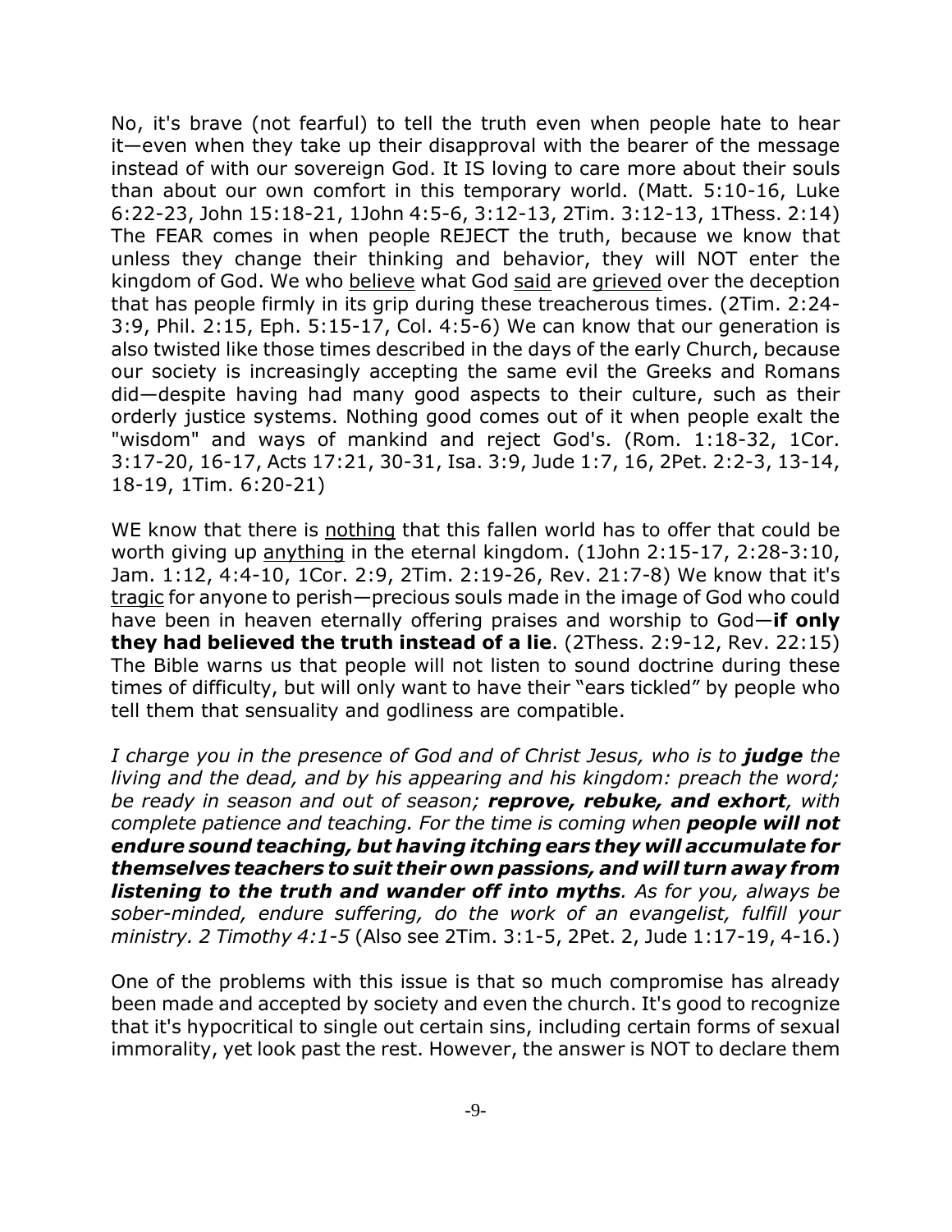No, it's brave (not fearful) to tell the truth even when people hate to hear it—even when they take up their disapproval with the bearer of the message instead of with our sovereign God. It IS loving to care more about their souls than about our own comfort in this temporary world. (Matt. 5:10-16, Luke 6:22-23, John 15:18-21, 1John 4:5-6, 3:12-13, 2Tim. 3:12-13, 1Thess. 2:14) The FEAR comes in when people REJECT the truth, because we know that unless they change their thinking and behavior, they will NOT enter the kingdom of God. We who <u>believe</u> what God <u>said</u> are <u>grieved</u> over the deception that has people firmly in its grip during these treacherous times. (2Tim. 2:24-3:9, Phil. 2:15, Eph. 5:15-17, Col. 4:5-6) We can know that our generation is also twisted like those times described in the days of the early Church, because our society is increasingly accepting the same evil the Greeks and Romans did—despite having had many good aspects to their culture, such as their orderly justice systems. Nothing good comes out of it when people exalt the "wisdom" and ways of mankind and reject God's. (Rom. 1:18-32, 1Cor. 3:17-20, 16-17, Acts 17:21, 30-31, Isa. 3:9, Jude 1:7, 16, 2Pet. 2:2-3, 13-14, 18-19, 1Tim. 6:20-21)

WE know that there is <u>nothing</u> that this fallen world has to offer that could be worth giving up <u>anything</u> in the eternal kingdom. (1John 2:15-17, 2:28-3:10, Jam. 1:12, 4:4-10, 1Cor. 2:9, 2Tim. 2:19-26, Rev. 21:7-8) We know that it's <u>tragic</u> for anyone to perish—precious souls made in the image of God who could have been in heaven eternally offering praises and worship to God—**if only they had believed the truth instead of a lie**. (2Thess. 2:9-12, Rev. 22:15) The Bible warns us that people will not listen to sound doctrine during these times of difficulty, but will only want to have their "ears tickled" by people who tell them that sensuality and godliness are compatible.

*I charge you in the presence of God and of Christ Jesus, who is to **judge** the living and the dead, and by his appearing and his kingdom: preach the word; be ready in season and out of season; **reprove, rebuke, and exhort**, with complete patience and teaching. For the time is coming when **people will not endure sound teaching, but having itching ears they will accumulate for themselves teachers to suit their own passions, and will turn away from listening to the truth and wander off into myths**. As for you, always be sober-minded, endure suffering, do the work of an evangelist, fulfill your ministry. 2 Timothy 4:1-5* (Also see 2Tim. 3:1-5, 2Pet. 2, Jude 1:17-19, 4-16.)

One of the problems with this issue is that so much compromise has already been made and accepted by society and even the church. It's good to recognize that it's hypocritical to single out certain sins, including certain forms of sexual immorality, yet look past the rest. However, the answer is NOT to declare them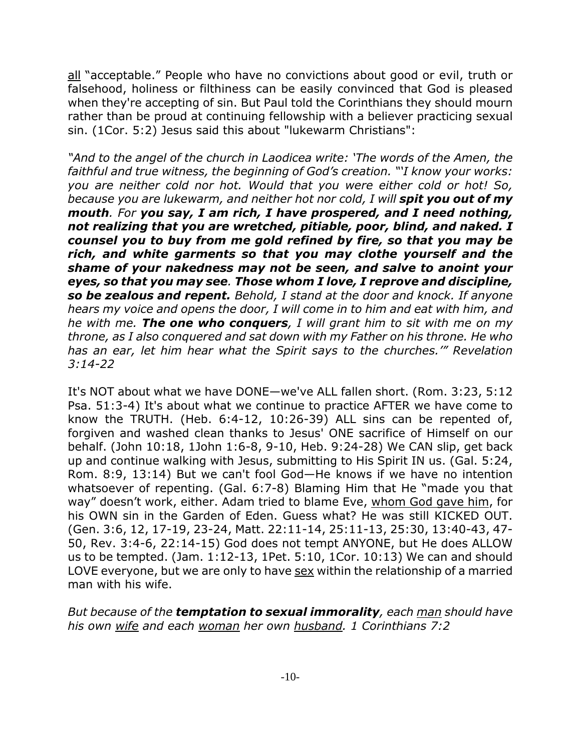all "acceptable." People who have no convictions about good or evil, truth or falsehood, holiness or filthiness can be easily convinced that God is pleased when they're accepting of sin. But Paul told the Corinthians they should mourn rather than be proud at continuing fellowship with a believer practicing sexual sin. (1Cor. 5:2) Jesus said this about "lukewarm Christians":

*"And to the angel of the church in Laodicea write: 'The words of the Amen, the faithful and true witness, the beginning of God's creation. "'I know your works: you are neither cold nor hot. Would that you were either cold or hot! So, because you are lukewarm, and neither hot nor cold, I will **spit you out of my mouth**. For **you say, I am rich, I have prospered, and I need nothing, not realizing that you are wretched, pitiable, poor, blind, and naked. I counsel you to buy from me gold refined by fire, so that you may be rich, and white garments so that you may clothe yourself and the shame of your nakedness may not be seen, and salve to anoint your eyes, so that you may see**. **Those whom I love, I reprove and discipline, so be zealous and repent.** Behold, I stand at the door and knock. If anyone hears my voice and opens the door, I will come in to him and eat with him, and he with me. **The one who conquers**, I will grant him to sit with me on my throne, as I also conquered and sat down with my Father on his throne. He who has an ear, let him hear what the Spirit says to the churches.'" Revelation 3:14-22*

It's NOT about what we have DONE—we've ALL fallen short. (Rom. 3:23, 5:12 Psa. 51:3-4) It's about what we continue to practice AFTER we have come to know the TRUTH. (Heb. 6:4-12, 10:26-39) ALL sins can be repented of, forgiven and washed clean thanks to Jesus' ONE sacrifice of Himself on our behalf. (John 10:18, 1John 1:6-8, 9-10, Heb. 9:24-28) We CAN slip, get back up and continue walking with Jesus, submitting to His Spirit IN us. (Gal. 5:24, Rom. 8:9, 13:14) But we can't fool God—He knows if we have no intention whatsoever of repenting. (Gal. 6:7-8) Blaming Him that He "made you that way" doesn't work, either. Adam tried to blame Eve, whom God gave him, for his OWN sin in the Garden of Eden. Guess what? He was still KICKED OUT. (Gen. 3:6, 12, 17-19, 23-24, Matt. 22:11-14, 25:11-13, 25:30, 13:40-43, 47-50, Rev. 3:4-6, 22:14-15) God does not tempt ANYONE, but He does ALLOW us to be tempted. (Jam. 1:12-13, 1Pet. 5:10, 1Cor. 10:13) We can and should LOVE everyone, but we are only to have sex within the relationship of a married man with his wife.

*But because of the **temptation to sexual immorality**, each man should have his own wife and each woman her own husband. 1 Corinthians 7:2*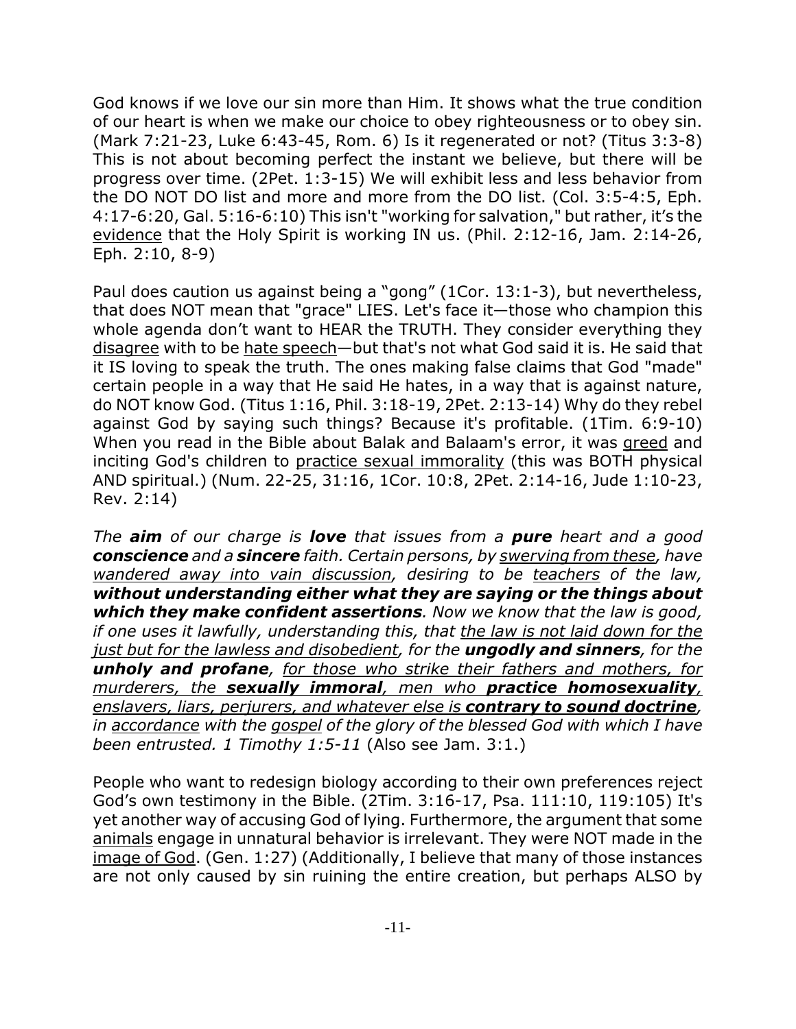God knows if we love our sin more than Him. It shows what the true condition of our heart is when we make our choice to obey righteousness or to obey sin. (Mark 7:21-23, Luke 6:43-45, Rom. 6) Is it regenerated or not? (Titus 3:3-8) This is not about becoming perfect the instant we believe, but there will be progress over time. (2Pet. 1:3-15) We will exhibit less and less behavior from the DO NOT DO list and more and more from the DO list. (Col. 3:5-4:5, Eph. 4:17-6:20, Gal. 5:16-6:10) This isn't "working for salvation," but rather, it's the <u>evidence</u> that the Holy Spirit is working IN us. (Phil. 2:12-16, Jam. 2:14-26, Eph. 2:10, 8-9)

Paul does caution us against being a "gong" (1Cor. 13:1-3), but nevertheless, that does NOT mean that "grace" LIES. Let's face it—those who champion this whole agenda don't want to HEAR the TRUTH. They consider everything they <u>disagree</u> with to be <u>hate speech</u>—but that's not what God said it is. He said that it IS loving to speak the truth. The ones making false claims that God "made" certain people in a way that He said He hates, in a way that is against nature, do NOT know God. (Titus 1:16, Phil. 3:18-19, 2Pet. 2:13-14) Why do they rebel against God by saying such things? Because it's profitable. (1Tim. 6:9-10) When you read in the Bible about Balak and Balaam's error, it was <u>greed</u> and inciting God's children to <u>practice sexual immorality</u> (this was BOTH physical AND spiritual.) (Num. 22-25, 31:16, 1Cor. 10:8, 2Pet. 2:14-16, Jude 1:10-23, Rev. 2:14)

*The **aim** of our charge is **love** that issues from a **pure** heart and a good **conscience** and a **sincere** faith. Certain persons, by <u>swerving from these</u>, have <u>wandered away into vain discussion</u>, desiring to be <u>teachers</u> of the law, **without understanding either what they are saying or the things about which they make confident assertions**. Now we know that the law is good, if one uses it lawfully, understanding this, that <u>the law is not laid down for the just but for the lawless and disobedient</u>, for the **ungodly and sinners**, for the **unholy and profane**, <u>for those who strike their fathers and mothers, for murderers, the **sexually immoral**, men who **practice homosexuality**, enslavers, liars, perjurers, and whatever else is **contrary to sound doctrine**</u>, in <u>accordance</u> with the <u>gospel</u> of the glory of the blessed God with which I have been entrusted. 1 Timothy 1:5-11* (Also see Jam. 3:1.)

People who want to redesign biology according to their own preferences reject God's own testimony in the Bible. (2Tim. 3:16-17, Psa. 111:10, 119:105) It's yet another way of accusing God of lying. Furthermore, the argument that some <u>animals</u> engage in unnatural behavior is irrelevant. They were NOT made in the <u>image of God</u>. (Gen. 1:27) (Additionally, I believe that many of those instances are not only caused by sin ruining the entire creation, but perhaps ALSO by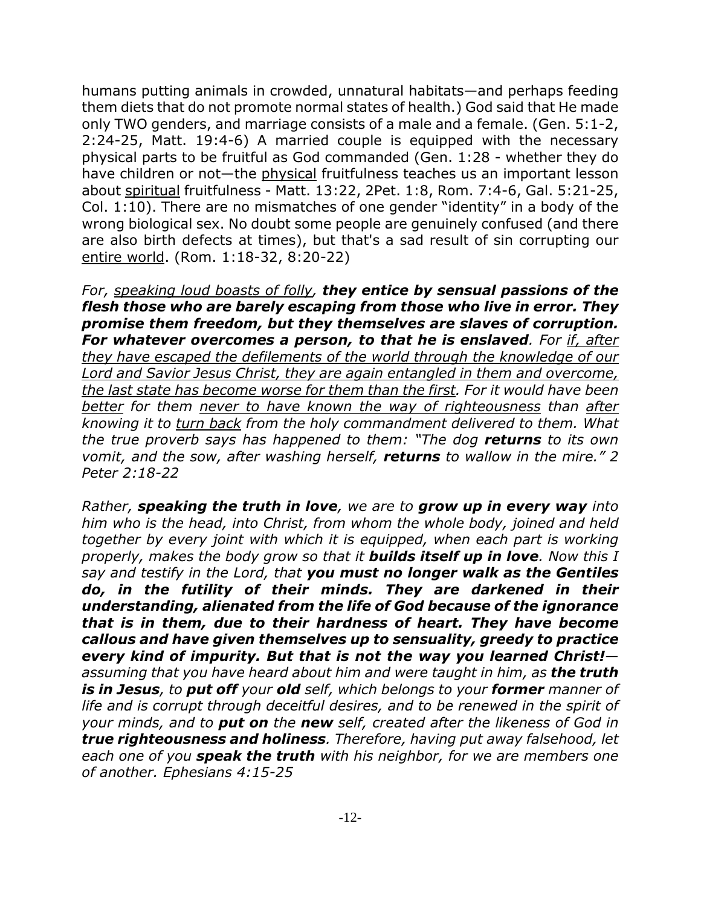humans putting animals in crowded, unnatural habitats—and perhaps feeding them diets that do not promote normal states of health.) God said that He made only TWO genders, and marriage consists of a male and a female. (Gen. 5:1-2, 2:24-25, Matt. 19:4-6) A married couple is equipped with the necessary physical parts to be fruitful as God commanded (Gen. 1:28 - whether they do have children or not—the <u>physical</u> fruitfulness teaches us an important lesson about <u>spiritual</u> fruitfulness - Matt. 13:22, 2Pet. 1:8, Rom. 7:4-6, Gal. 5:21-25, Col. 1:10). There are no mismatches of one gender "identity" in a body of the wrong biological sex. No doubt some people are genuinely confused (and there are also birth defects at times), but that's a sad result of sin corrupting our <u>entire world</u>. (Rom. 1:18-32, 8:20-22)

*For, <u>speaking loud boasts of folly</u>, **they entice by sensual passions of the flesh those who are barely escaping from those who live in error. They promise them freedom, but they themselves are slaves of corruption. For whatever overcomes a person, to that he is enslaved**. For <u>if, after they have escaped the defilements of the world through the knowledge of our Lord and Savior Jesus Christ, they are again entangled in them and overcome, the last state has become worse for them than the first</u>. For it would have been <u>better</u> for them <u>never to have known the way of righteousness</u> than <u>after</u> knowing it to <u>turn back</u> from the holy commandment delivered to them. What the true proverb says has happened to them: "The dog **returns** to its own vomit, and the sow, after washing herself, **returns** to wallow in the mire." 2 Peter 2:18-22*

*Rather, **speaking the truth in love**, we are to **grow up in every way** into him who is the head, into Christ, from whom the whole body, joined and held together by every joint with which it is equipped, when each part is working properly, makes the body grow so that it **builds itself up in love**. Now this I say and testify in the Lord, that **you must no longer walk as the Gentiles do, in the futility of their minds. They are darkened in their understanding, alienated from the life of God because of the ignorance that is in them, due to their hardness of heart. They have become callous and have given themselves up to sensuality, greedy to practice every kind of impurity. But that is not the way you learned Christ!**— assuming that you have heard about him and were taught in him, as **the truth is in Jesus**, to **put off** your **old** self, which belongs to your **former** manner of life and is corrupt through deceitful desires, and to be renewed in the spirit of your minds, and to **put on** the **new** self, created after the likeness of God in **true righteousness and holiness**. Therefore, having put away falsehood, let each one of you **speak the truth** with his neighbor, for we are members one of another. Ephesians 4:15-25*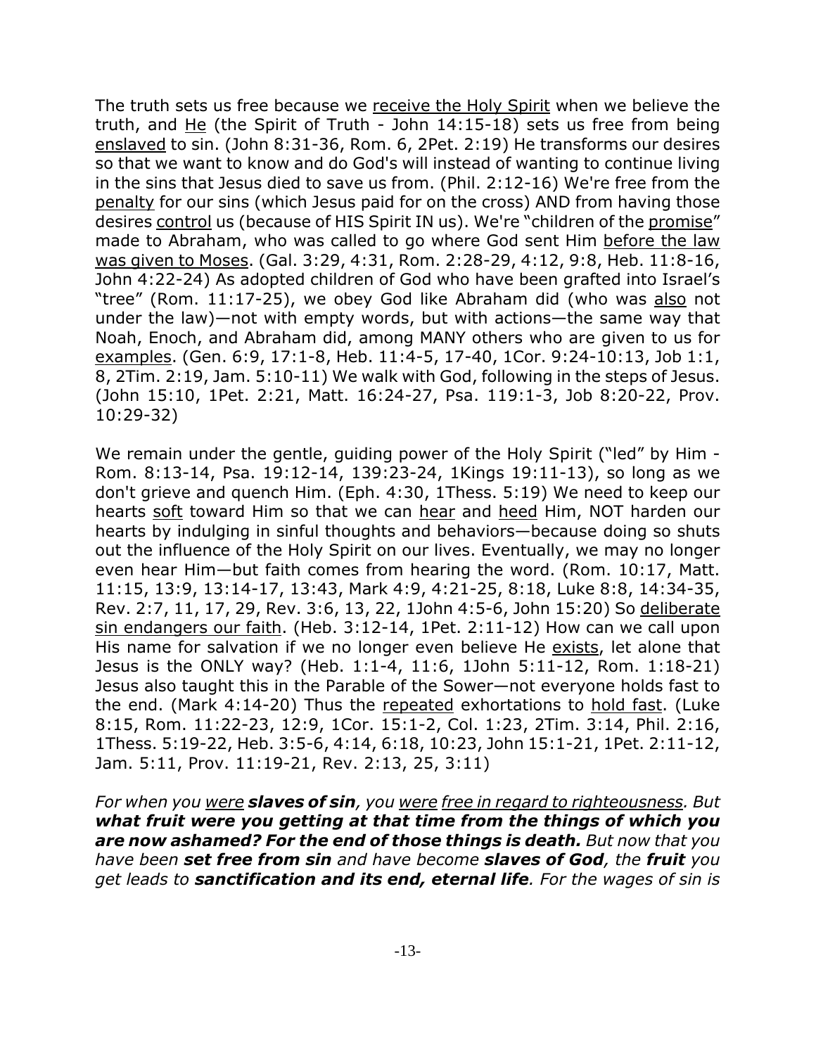The truth sets us free because we <u>receive the Holy Spirit</u> when we believe the truth, and <u>He</u> (the Spirit of Truth - John 14:15-18) sets us free from being <u>enslaved</u> to sin. (John 8:31-36, Rom. 6, 2Pet. 2:19) He transforms our desires so that we want to know and do God's will instead of wanting to continue living in the sins that Jesus died to save us from. (Phil. 2:12-16) We're free from the <u>penalty</u> for our sins (which Jesus paid for on the cross) AND from having those desires <u>control</u> us (because of HIS Spirit IN us). We're "children of the <u>promise</u>" made to Abraham, who was called to go where God sent Him <u>before the law was given to Moses</u>. (Gal. 3:29, 4:31, Rom. 2:28-29, 4:12, 9:8, Heb. 11:8-16, John 4:22-24) As adopted children of God who have been grafted into Israel's "tree" (Rom. 11:17-25), we obey God like Abraham did (who was <u>also</u> not under the law)—not with empty words, but with actions—the same way that Noah, Enoch, and Abraham did, among MANY others who are given to us for <u>examples</u>. (Gen. 6:9, 17:1-8, Heb. 11:4-5, 17-40, 1Cor. 9:24-10:13, Job 1:1, 8, 2Tim. 2:19, Jam. 5:10-11) We walk with God, following in the steps of Jesus. (John 15:10, 1Pet. 2:21, Matt. 16:24-27, Psa. 119:1-3, Job 8:20-22, Prov. 10:29-32)

We remain under the gentle, guiding power of the Holy Spirit ("led" by Him - Rom. 8:13-14, Psa. 19:12-14, 139:23-24, 1Kings 19:11-13), so long as we don't grieve and quench Him. (Eph. 4:30, 1Thess. 5:19) We need to keep our hearts <u>soft</u> toward Him so that we can <u>hear</u> and <u>heed</u> Him, NOT harden our hearts by indulging in sinful thoughts and behaviors—because doing so shuts out the influence of the Holy Spirit on our lives. Eventually, we may no longer even hear Him—but faith comes from hearing the word. (Rom. 10:17, Matt. 11:15, 13:9, 13:14-17, 13:43, Mark 4:9, 4:21-25, 8:18, Luke 8:8, 14:34-35, Rev. 2:7, 11, 17, 29, Rev. 3:6, 13, 22, 1John 4:5-6, John 15:20) So <u>deliberate sin endangers our faith</u>. (Heb. 3:12-14, 1Pet. 2:11-12) How can we call upon His name for salvation if we no longer even believe He <u>exists</u>, let alone that Jesus is the ONLY way? (Heb. 1:1-4, 11:6, 1John 5:11-12, Rom. 1:18-21) Jesus also taught this in the Parable of the Sower—not everyone holds fast to the end. (Mark 4:14-20) Thus the <u>repeated</u> exhortations to <u>hold fast</u>. (Luke 8:15, Rom. 11:22-23, 12:9, 1Cor. 15:1-2, Col. 1:23, 2Tim. 3:14, Phil. 2:16, 1Thess. 5:19-22, Heb. 3:5-6, 4:14, 6:18, 10:23, John 15:1-21, 1Pet. 2:11-12, Jam. 5:11, Prov. 11:19-21, Rev. 2:13, 25, 3:11)

*For when you <u>were</u> **slaves of sin**, you <u>were</u> <u>free in regard to righteousness</u>. But **what fruit were you getting at that time from the things of which you are now ashamed? For the end of those things is death.** But now that you have been **set free from sin** and have become **slaves of God**, the **fruit** you get leads to **sanctification and its end, eternal life**. For the wages of sin is*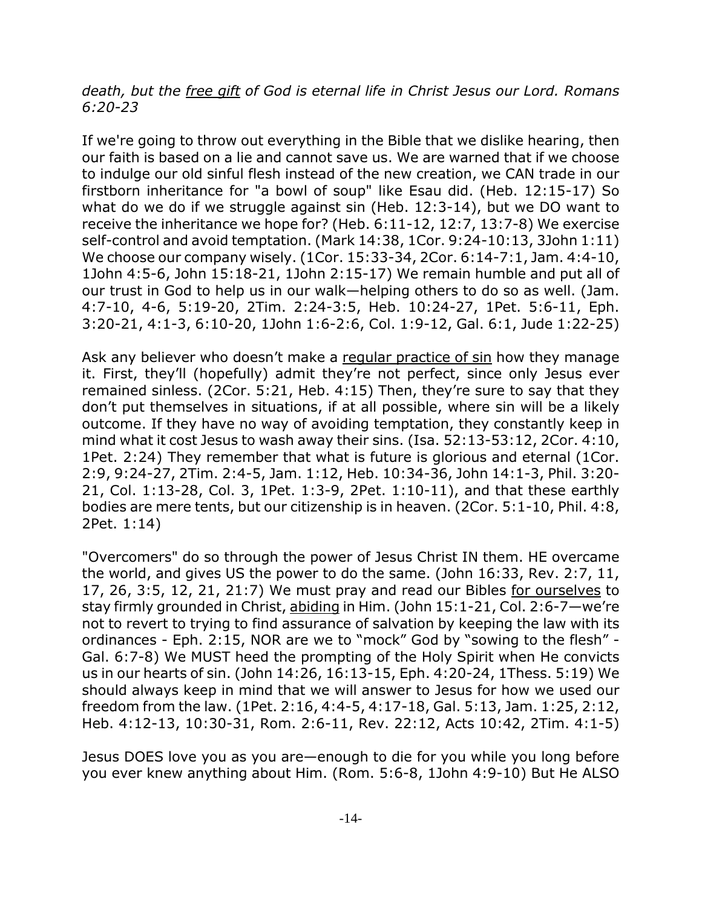*death, but the <u>free gift</u> of God is eternal life in Christ Jesus our Lord. Romans 6:20-23*

If we're going to throw out everything in the Bible that we dislike hearing, then our faith is based on a lie and cannot save us. We are warned that if we choose to indulge our old sinful flesh instead of the new creation, we CAN trade in our firstborn inheritance for "a bowl of soup" like Esau did. (Heb. 12:15-17) So what do we do if we struggle against sin (Heb. 12:3-14), but we DO want to receive the inheritance we hope for? (Heb. 6:11-12, 12:7, 13:7-8) We exercise self-control and avoid temptation. (Mark 14:38, 1Cor. 9:24-10:13, 3John 1:11) We choose our company wisely. (1Cor. 15:33-34, 2Cor. 6:14-7:1, Jam. 4:4-10, 1John 4:5-6, John 15:18-21, 1John 2:15-17) We remain humble and put all of our trust in God to help us in our walk—helping others to do so as well. (Jam. 4:7-10, 4-6, 5:19-20, 2Tim. 2:24-3:5, Heb. 10:24-27, 1Pet. 5:6-11, Eph. 3:20-21, 4:1-3, 6:10-20, 1John 1:6-2:6, Col. 1:9-12, Gal. 6:1, Jude 1:22-25)

Ask any believer who doesn't make a <u>regular practice of sin</u> how they manage it. First, they'll (hopefully) admit they're not perfect, since only Jesus ever remained sinless. (2Cor. 5:21, Heb. 4:15) Then, they're sure to say that they don't put themselves in situations, if at all possible, where sin will be a likely outcome. If they have no way of avoiding temptation, they constantly keep in mind what it cost Jesus to wash away their sins. (Isa. 52:13-53:12, 2Cor. 4:10, 1Pet. 2:24) They remember that what is future is glorious and eternal (1Cor. 2:9, 9:24-27, 2Tim. 2:4-5, Jam. 1:12, Heb. 10:34-36, John 14:1-3, Phil. 3:20-21, Col. 1:13-28, Col. 3, 1Pet. 1:3-9, 2Pet. 1:10-11), and that these earthly bodies are mere tents, but our citizenship is in heaven. (2Cor. 5:1-10, Phil. 4:8, 2Pet. 1:14)

"Overcomers" do so through the power of Jesus Christ IN them. HE overcame the world, and gives US the power to do the same. (John 16:33, Rev. 2:7, 11, 17, 26, 3:5, 12, 21, 21:7) We must pray and read our Bibles <u>for ourselves</u> to stay firmly grounded in Christ, <u>abiding</u> in Him. (John 15:1-21, Col. 2:6-7—we're not to revert to trying to find assurance of salvation by keeping the law with its ordinances - Eph. 2:15, NOR are we to "mock" God by "sowing to the flesh" - Gal. 6:7-8) We MUST heed the prompting of the Holy Spirit when He convicts us in our hearts of sin. (John 14:26, 16:13-15, Eph. 4:20-24, 1Thess. 5:19) We should always keep in mind that we will answer to Jesus for how we used our freedom from the law. (1Pet. 2:16, 4:4-5, 4:17-18, Gal. 5:13, Jam. 1:25, 2:12, Heb. 4:12-13, 10:30-31, Rom. 2:6-11, Rev. 22:12, Acts 10:42, 2Tim. 4:1-5)

Jesus DOES love you as you are—enough to die for you while you long before you ever knew anything about Him. (Rom. 5:6-8, 1John 4:9-10) But He ALSO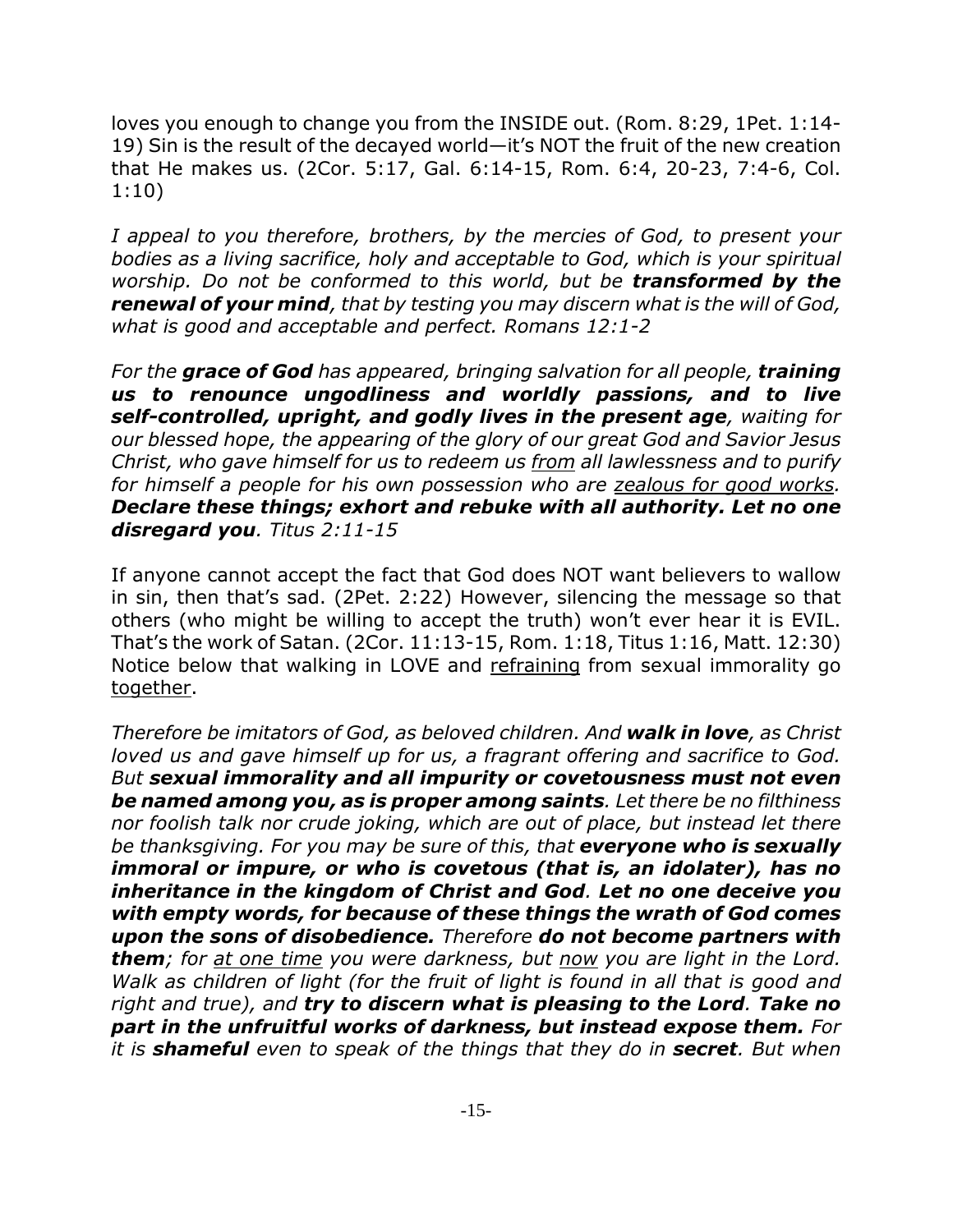loves you enough to change you from the INSIDE out. (Rom. 8:29, 1Pet. 1:14-19) Sin is the result of the decayed world—it's NOT the fruit of the new creation that He makes us. (2Cor. 5:17, Gal. 6:14-15, Rom. 6:4, 20-23, 7:4-6, Col. 1:10)

*I appeal to you therefore, brothers, by the mercies of God, to present your bodies as a living sacrifice, holy and acceptable to God, which is your spiritual worship. Do not be conformed to this world, but be* ***transformed by the renewal of your mind****, that by testing you may discern what is the will of God, what is good and acceptable and perfect. Romans 12:1-2*

*For the* ***grace of God*** *has appeared, bringing salvation for all people,* ***training us to renounce ungodliness and worldly passions, and to live self-controlled, upright, and godly lives in the present age****, waiting for our blessed hope, the appearing of the glory of our great God and Savior Jesus Christ, who gave himself for us to redeem us <u>from</u> all lawlessness and to purify for himself a people for his own possession who are <u>zealous for good works</u>.* ***Declare these things; exhort and rebuke with all authority. Let no one disregard you****. Titus 2:11-15*

If anyone cannot accept the fact that God does NOT want believers to wallow in sin, then that's sad. (2Pet. 2:22) However, silencing the message so that others (who might be willing to accept the truth) won't ever hear it is EVIL. That's the work of Satan. (2Cor. 11:13-15, Rom. 1:18, Titus 1:16, Matt. 12:30) Notice below that walking in LOVE and <u>refraining</u> from sexual immorality go <u>together</u>.

*Therefore be imitators of God, as beloved children. And* ***walk in love****, as Christ loved us and gave himself up for us, a fragrant offering and sacrifice to God. But* ***sexual immorality and all impurity or covetousness must not even be named among you, as is proper among saints****. Let there be no filthiness nor foolish talk nor crude joking, which are out of place, but instead let there be thanksgiving. For you may be sure of this, that* ***everyone who is sexually immoral or impure, or who is covetous (that is, an idolater), has no inheritance in the kingdom of Christ and God****.* ***Let no one deceive you with empty words, for because of these things the wrath of God comes upon the sons of disobedience.*** *Therefore* ***do not become partners with them****; for <u>at one time</u> you were darkness, but <u>now</u> you are light in the Lord. Walk as children of light (for the fruit of light is found in all that is good and right and true), and* ***try to discern what is pleasing to the Lord****.* ***Take no part in the unfruitful works of darkness, but instead expose them.*** *For it is* ***shameful*** *even to speak of the things that they do in* ***secret****. But when*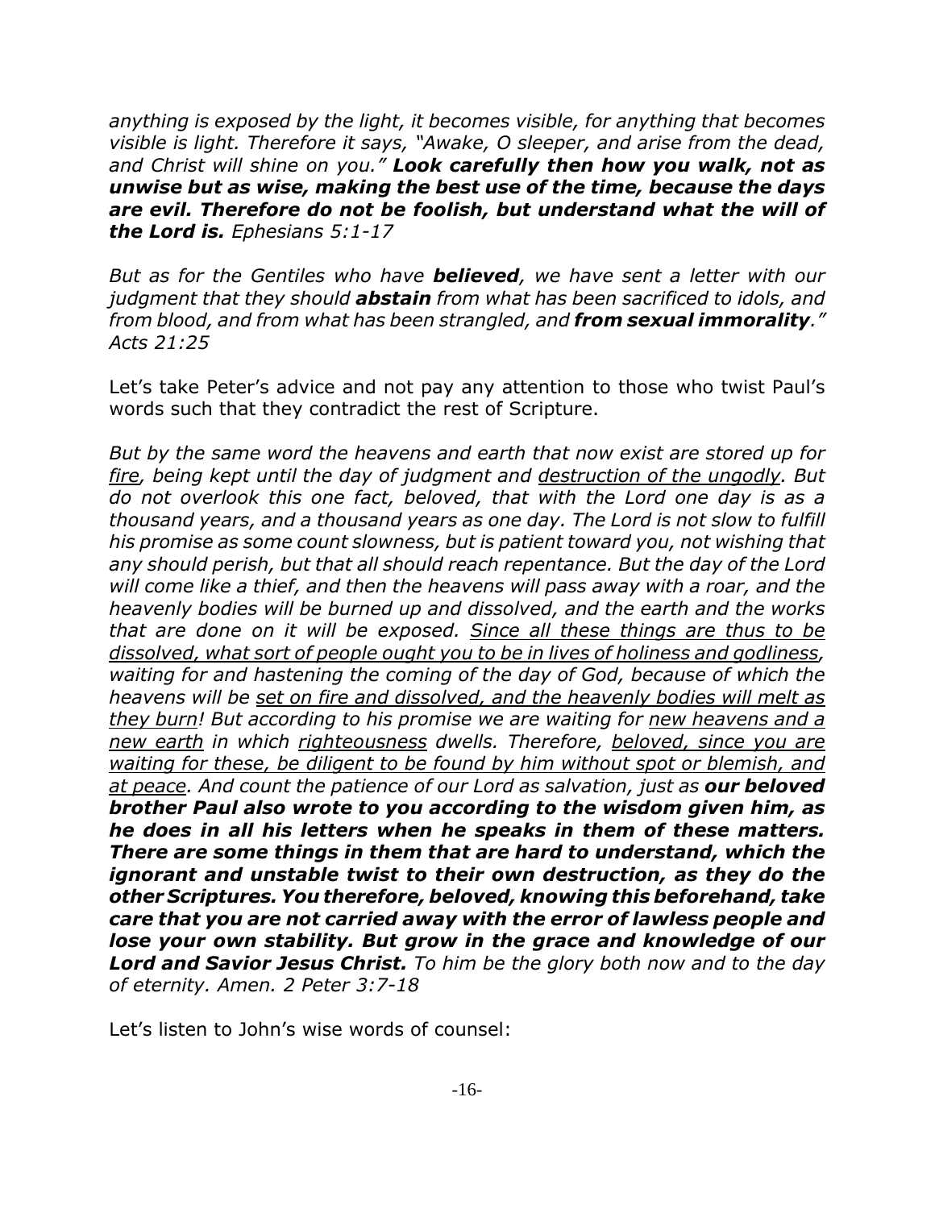*anything is exposed by the light, it becomes visible, for anything that becomes visible is light. Therefore it says, "Awake, O sleeper, and arise from the dead, and Christ will shine on you."* ***Look carefully then how you walk, not as unwise but as wise, making the best use of the time, because the days are evil. Therefore do not be foolish, but understand what the will of the Lord is.*** *Ephesians 5:1-17*

*But as for the Gentiles who have* ***believed****, we have sent a letter with our judgment that they should* ***abstain*** *from what has been sacrificed to idols, and from blood, and from what has been strangled, and* ***from sexual immorality****." Acts 21:25*

Let's take Peter's advice and not pay any attention to those who twist Paul's words such that they contradict the rest of Scripture.

*But by the same word the heavens and earth that now exist are stored up for <u>fire</u>, being kept until the day of judgment and <u>destruction of the ungodly</u>. But do not overlook this one fact, beloved, that with the Lord one day is as a thousand years, and a thousand years as one day. The Lord is not slow to fulfill his promise as some count slowness, but is patient toward you, not wishing that any should perish, but that all should reach repentance. But the day of the Lord will come like a thief, and then the heavens will pass away with a roar, and the heavenly bodies will be burned up and dissolved, and the earth and the works that are done on it will be exposed. <u>Since all these things are thus to be dissolved, what sort of people ought you to be in lives of holiness and godliness</u>, waiting for and hastening the coming of the day of God, because of which the heavens will be <u>set on fire and dissolved, and the heavenly bodies will melt as they burn</u>! But according to his promise we are waiting for <u>new heavens and a new earth</u> in which <u>righteousness</u> dwells. Therefore, <u>beloved, since you are waiting for these, be diligent to be found by him without spot or blemish, and at peace</u>. And count the patience of our Lord as salvation, just as* ***our beloved brother Paul also wrote to you according to the wisdom given him, as he does in all his letters when he speaks in them of these matters. There are some things in them that are hard to understand, which the ignorant and unstable twist to their own destruction, as they do the other Scriptures. You therefore, beloved, knowing this beforehand, take care that you are not carried away with the error of lawless people and lose your own stability. But grow in the grace and knowledge of our Lord and Savior Jesus Christ.*** *To him be the glory both now and to the day of eternity. Amen. 2 Peter 3:7-18*

Let's listen to John's wise words of counsel: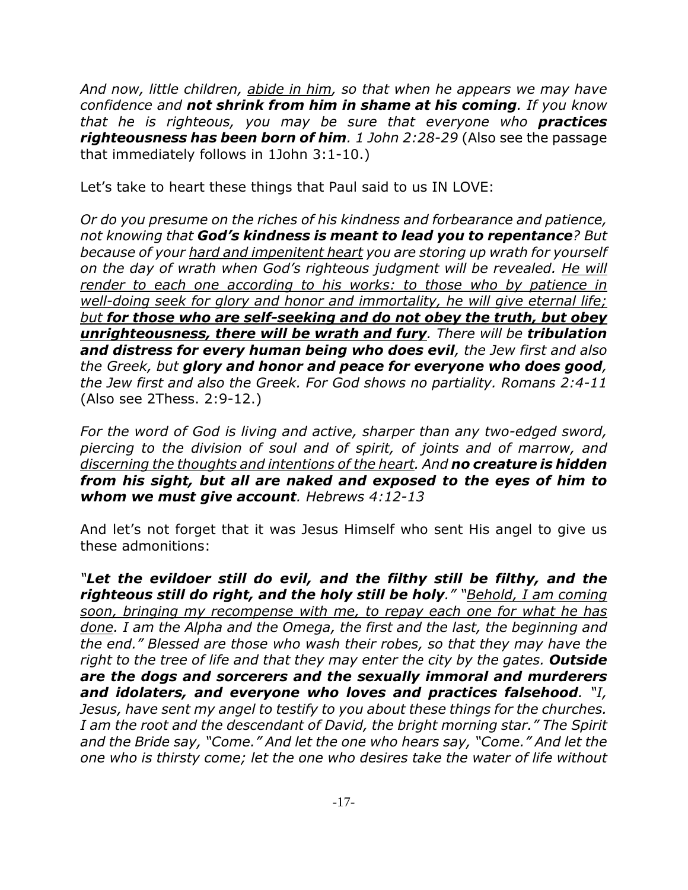*And now, little children, <u>abide in him</u>, so that when he appears we may have confidence and **not shrink from him in shame at his coming**. If you know that he is righteous, you may be sure that everyone who **practices righteousness has been born of him**. 1 John 2:28-29* (Also see the passage that immediately follows in 1John 3:1-10.)

Let's take to heart these things that Paul said to us IN LOVE:

*Or do you presume on the riches of his kindness and forbearance and patience, not knowing that **God's kindness is meant to lead you to repentance**? But because of your <u>hard and impenitent heart</u> you are storing up wrath for yourself on the day of wrath when God's righteous judgment will be revealed. <u>He will render to each one according to his works: to those who by patience in well-doing seek for glory and honor and immortality, he will give eternal life; but **for those who are self-seeking and do not obey the truth, but obey unrighteousness, there will be wrath and fury**</u>. There will be **tribulation and distress for every human being who does evil**, the Jew first and also the Greek, but **glory and honor and peace for everyone who does good**, the Jew first and also the Greek. For God shows no partiality. Romans 2:4-11* (Also see 2Thess. 2:9-12.)

*For the word of God is living and active, sharper than any two-edged sword, piercing to the division of soul and of spirit, of joints and of marrow, and <u>discerning the thoughts and intentions of the heart</u>. And **no creature is hidden from his sight, but all are naked and exposed to the eyes of him to whom we must give account**. Hebrews 4:12-13*

And let's not forget that it was Jesus Himself who sent His angel to give us these admonitions:

***"Let the evildoer still do evil, and the filthy still be filthy, and the righteous still do right, and the holy still be holy**." "<u>Behold, I am coming soon, bringing my recompense with me, to repay each one for what he has done</u>. I am the Alpha and the Omega, the first and the last, the beginning and the end." Blessed are those who wash their robes, so that they may have the right to the tree of life and that they may enter the city by the gates. **Outside are the dogs and sorcerers and the sexually immoral and murderers and idolaters, and everyone who loves and practices falsehood**. "I, Jesus, have sent my angel to testify to you about these things for the churches. I am the root and the descendant of David, the bright morning star." The Spirit and the Bride say, "Come." And let the one who hears say, "Come." And let the one who is thirsty come; let the one who desires take the water of life without*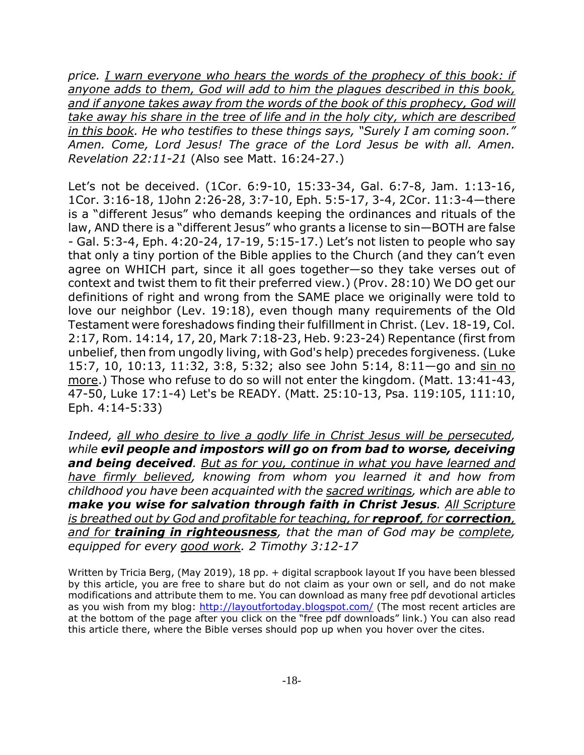*price. I warn everyone who hears the words of the prophecy of this book: if anyone adds to them, God will add to him the plagues described in this book, and if anyone takes away from the words of the book of this prophecy, God will take away his share in the tree of life and in the holy city, which are described in this book. He who testifies to these things says, "Surely I am coming soon." Amen. Come, Lord Jesus! The grace of the Lord Jesus be with all. Amen. Revelation 22:11-21* (Also see Matt. 16:24-27.)

Let's not be deceived. (1Cor. 6:9-10, 15:33-34, Gal. 6:7-8, Jam. 1:13-16, 1Cor. 3:16-18, 1John 2:26-28, 3:7-10, Eph. 5:5-17, 3-4, 2Cor. 11:3-4—there is a "different Jesus" who demands keeping the ordinances and rituals of the law, AND there is a "different Jesus" who grants a license to sin—BOTH are false - Gal. 5:3-4, Eph. 4:20-24, 17-19, 5:15-17.) Let's not listen to people who say that only a tiny portion of the Bible applies to the Church (and they can't even agree on WHICH part, since it all goes together—so they take verses out of context and twist them to fit their preferred view.) (Prov. 28:10) We DO get our definitions of right and wrong from the SAME place we originally were told to love our neighbor (Lev. 19:18), even though many requirements of the Old Testament were foreshadows finding their fulfillment in Christ. (Lev. 18-19, Col. 2:17, Rom. 14:14, 17, 20, Mark 7:18-23, Heb. 9:23-24) Repentance (first from unbelief, then from ungodly living, with God's help) precedes forgiveness. (Luke 15:7, 10, 10:13, 11:32, 3:8, 5:32; also see John 5:14, 8:11—go and sin no more.) Those who refuse to do so will not enter the kingdom. (Matt. 13:41-43, 47-50, Luke 17:1-4) Let's be READY. (Matt. 25:10-13, Psa. 119:105, 111:10, Eph. 4:14-5:33)

*Indeed, all who desire to live a godly life in Christ Jesus will be persecuted, while **evil people and impostors will go on from bad to worse, deceiving and being deceived**. But as for you, continue in what you have learned and have firmly believed, knowing from whom you learned it and how from childhood you have been acquainted with the sacred writings, which are able to **make you wise for salvation through faith in Christ Jesus**. All Scripture is breathed out by God and profitable for teaching, for **reproof**, for **correction**, and for **training in righteousness**, that the man of God may be complete, equipped for every good work. 2 Timothy 3:12-17*

Written by Tricia Berg, (May 2019), 18 pp. + digital scrapbook layout If you have been blessed by this article, you are free to share but do not claim as your own or sell, and do not make modifications and attribute them to me. You can download as many free pdf devotional articles as you wish from my blog: http://layoutfortoday.blogspot.com/ (The most recent articles are at the bottom of the page after you click on the "free pdf downloads" link.) You can also read this article there, where the Bible verses should pop up when you hover over the cites.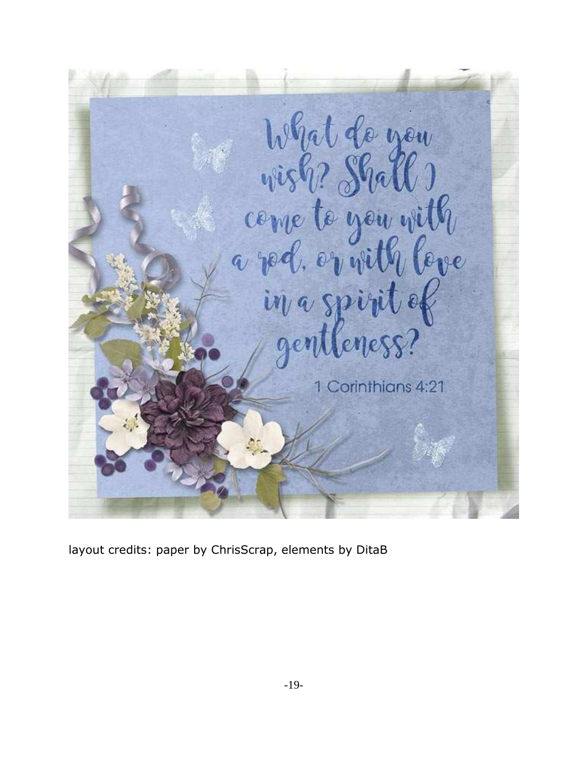What do you wish? Shall I come to you with a rod, or with love in a spirit of gentleness?

1 Corinthians 4:21

layout credits: paper by ChrisScrap, elements by DitaB